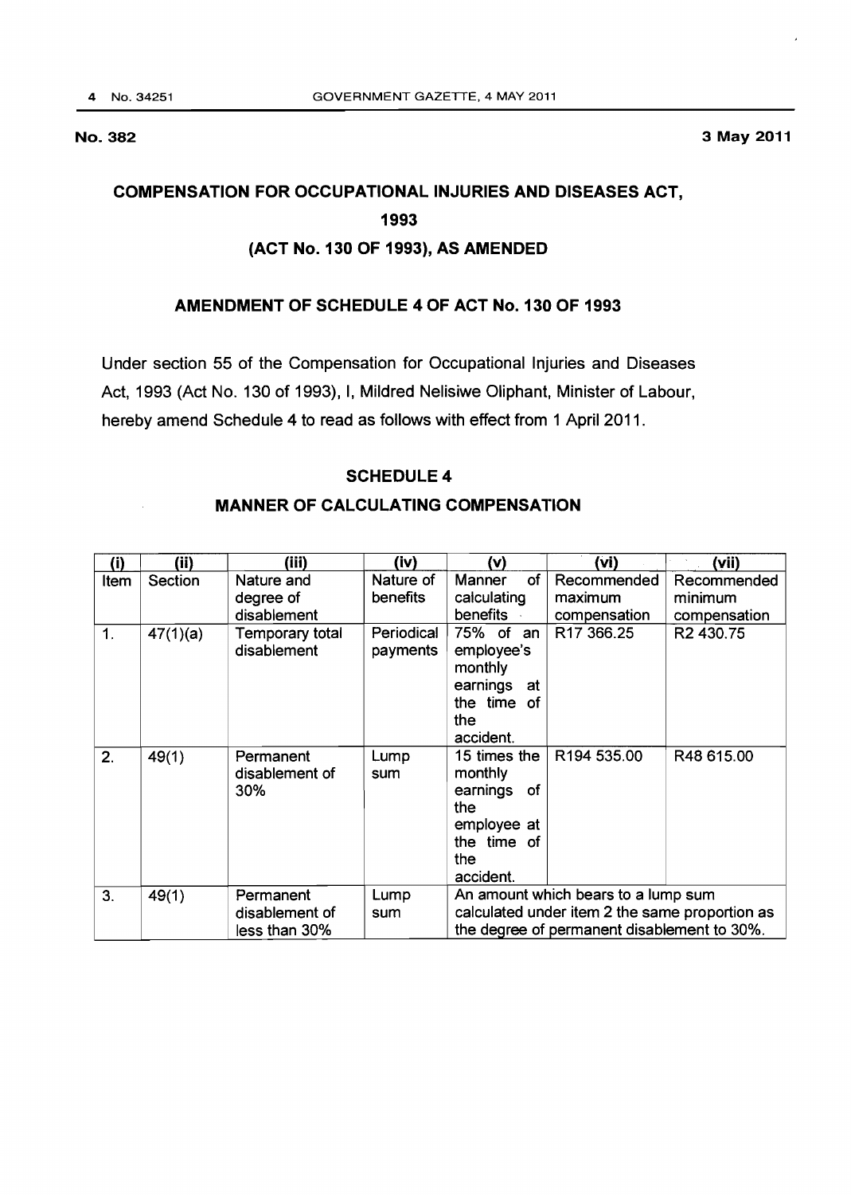**No. 382** **3 May 2011**

# COMPENSATION FOR OCCUPATIONAL INJURIES AND DISEASES ACT, 1993

## (ACT No. 130 OF 1993), AS AMENDED

### AMENDMENT OF SCHEDULE 4 OF ACT No. 130 OF 1993

Under section 55 of the Compensation for Occupational Injuries and Diseases Act, 1993 (Act No. 130 of 1993), I, Mildred Nelisiwe Oliphant, Minister of Labour, hereby amend Schedule 4 to read as follows with effect from 1 April 2011.

### SCHEDULE 4

### MANNER OF CALCULATING COMPENSATION

| (i) | (ii) | (iii) | (iv) | (v) | (vi) | (vii) |
|---|---|---|---|---|---|---|
| Item | Section | Nature and degree of disablement | Nature of benefits | Manner of calculating benefits | Recommended maximum compensation | Recommended minimum compensation |
| 1. | 47(1)(a) | Temporary total disablement | Periodical payments | 75% of an employee's monthly earnings at the time of the accident. | R17 366.25 | R2 430.75 |
| 2. | 49(1) | Permanent disablement of 30% | Lump sum | 15 times the monthly earnings of the employee at the time of the accident. | R194 535.00 | R48 615.00 |
| 3. | 49(1) | Permanent disablement of less than 30% | Lump sum | An amount which bears to a lump sum calculated under item 2 the same proportion as the degree of permanent disablement to 30%. | | |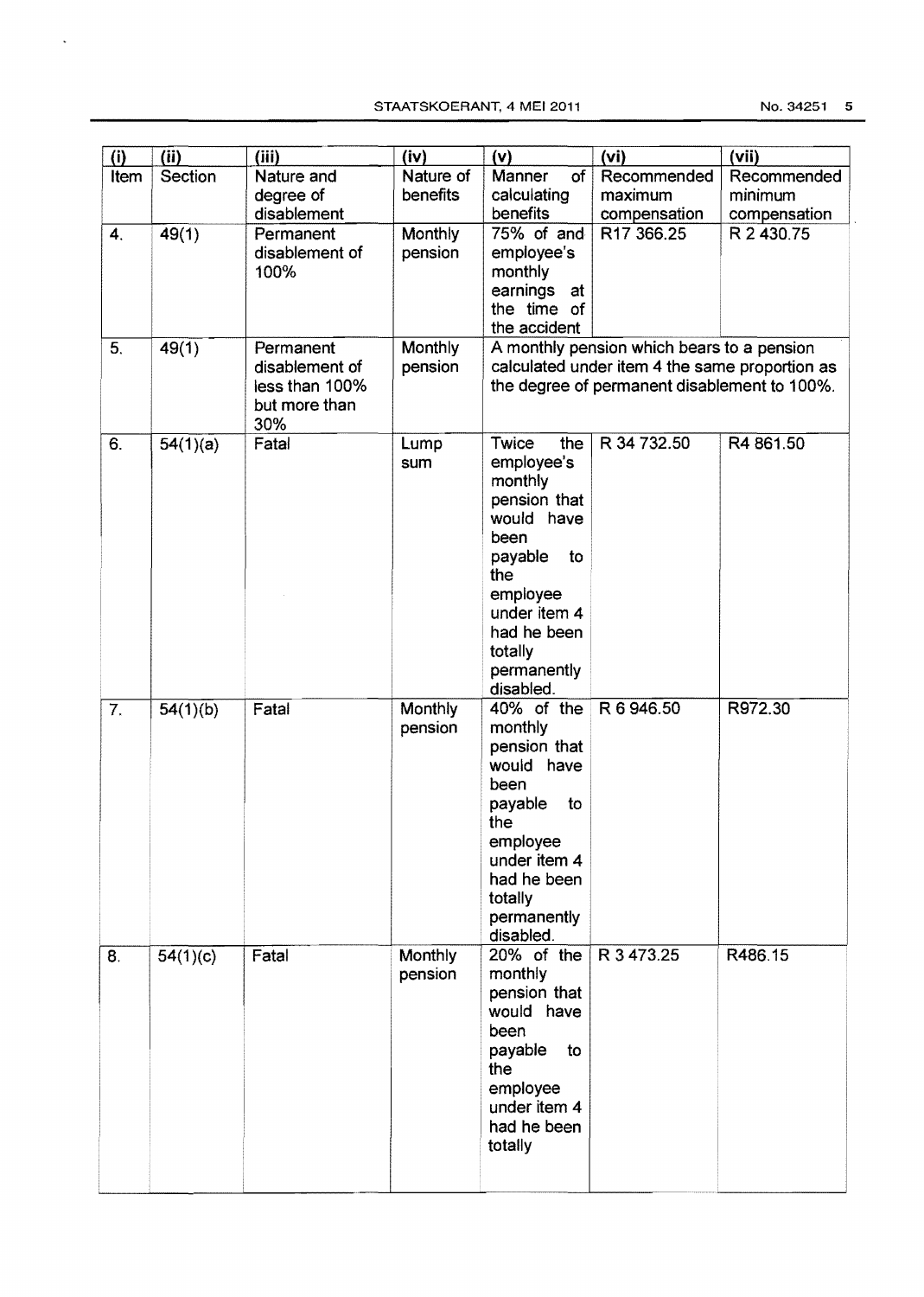| (i) | (ii) | (iii) | (iv) | (v) | (vi) | (vii) |
|---|---|---|---|---|---|---|
| Item | Section | Nature and degree of disablement | Nature of benefits | Manner of calculating benefits | Recommended maximum compensation | Recommended minimum compensation |
| 4. | 49(1) | Permanent disablement of 100% | Monthly pension | 75% of and employee's monthly earnings at the time of the accident | R17 366.25 | R 2 430.75 |
| 5. | 49(1) | Permanent disablement of less than 100% but more than 30% | Monthly pension | A monthly pension which bears to a pension calculated under item 4 the same proportion as the degree of permanent disablement to 100%. | | |
| 6. | 54(1)(a) | Fatal | Lump sum | Twice the employee's monthly pension that would have been payable to the employee under item 4 had he been totally permanently disabled. | R 34 732.50 | R4 861.50 |
| 7. | 54(1)(b) | Fatal | Monthly pension | 40% of the monthly pension that would have been payable to the employee under item 4 had he been totally permanently disabled. | R 6 946.50 | R972.30 |
| 8. | 54(1)(c) | Fatal | Monthly pension | 20% of the monthly pension that would have been payable to the employee under item 4 had he been totally | R 3 473.25 | R486.15 |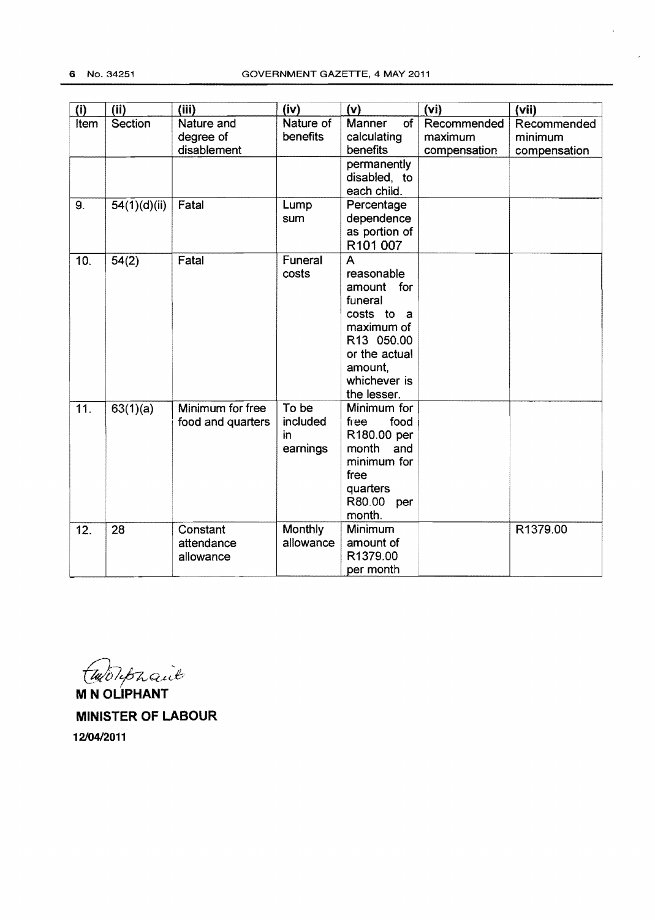| (i) | (ii) | (iii) | (iv) | (v) | (vi) | (vii) |
|---|---|---|---|---|---|---|
| Item | Section | Nature and degree of disablement | Nature of benefits | Manner of calculating benefits | Recommended maximum compensation | Recommended minimum compensation |
| | | | | permanently disabled, to each child. | | |
| 9. | 54(1)(d)(ii) | Fatal | Lump sum | Percentage dependence as portion of R101 007 | | |
| 10. | 54(2) | Fatal | Funeral costs | A reasonable amount for funeral costs to a maximum of R13 050.00 or the actual amount, whichever is the lesser. | | |
| 11. | 63(1)(a) | Minimum for free food and quarters | To be included in earnings | Minimum for free food R180.00 per month and minimum for free quarters R80.00 per month. | | |
| 12. | 28 | Constant attendance allowance | Monthly allowance | Minimum amount of R1379.00 per month | | R1379.00 |

**M N OLIPHANT**

**MINISTER OF LABOUR**

**12/04/2011**